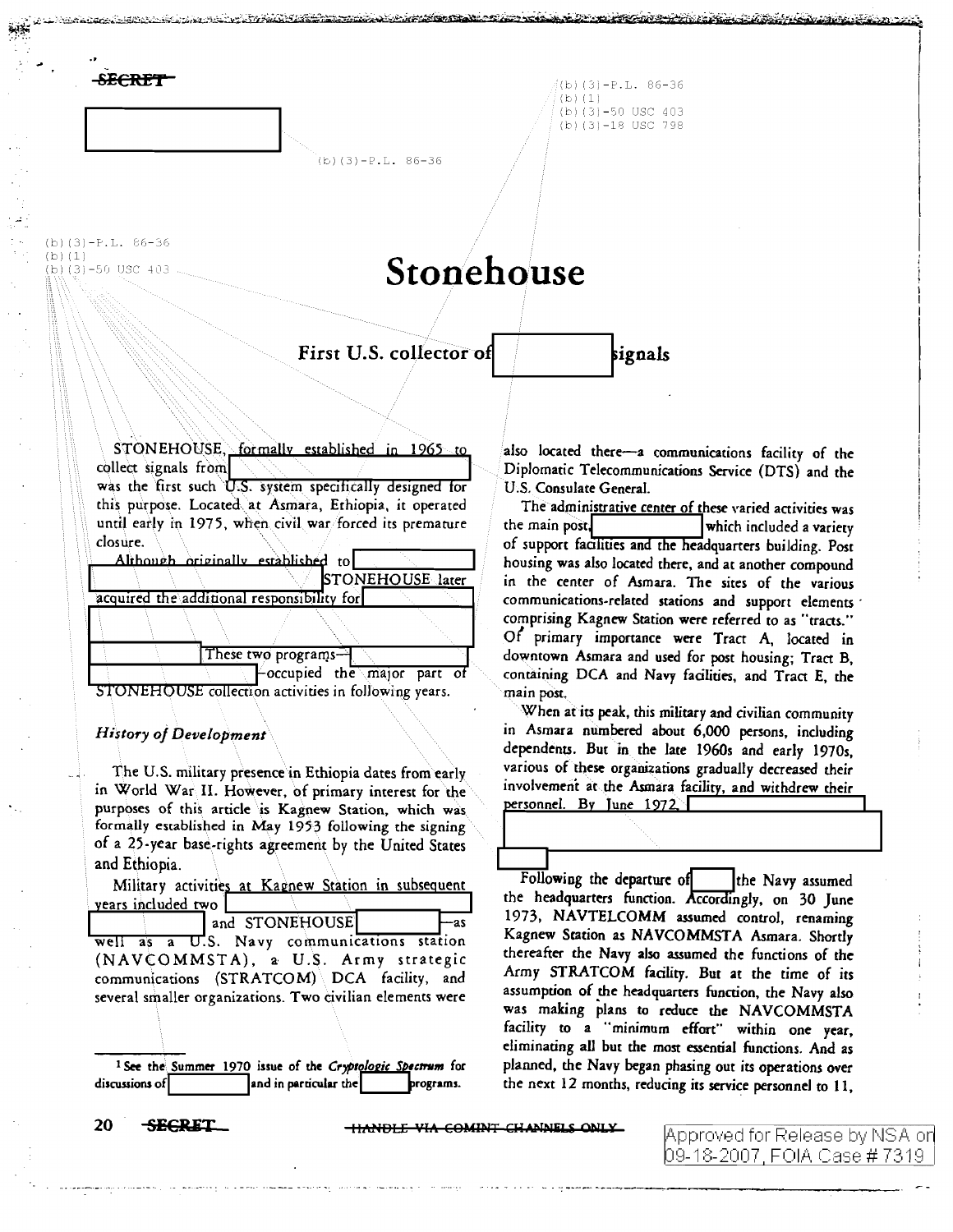SECRET

(b)(3)-P.L. 86-36

(b)(3)-P.L. 86-36
(b)(1)
(b)(3)-50 USC 403
(b)(3)-18 USC 798

(b)(3)-P.L. 86-36
(b)(1)
(b)(3)-50 USC 403

# Stonehouse

## First U.S. collector of [redacted] signals

STONEHOUSE, formally established in 1965 to collect signals from [redacted] was the first such U.S. system specifically designed for this purpose. Located at Asmara, Ethiopia, it operated until early in 1975, when civil war forced its premature closure.

Although originally established to [redacted] STONEHOUSE later acquired the additional responsibility for [redacted] These two programs—[redacted]—occupied the major part of STONEHOUSE collection activities in following years.

### *History of Development*

The U.S. military presence in Ethiopia dates from early in World War II. However, of primary interest for the purposes of this article is Kagnew Station, which was formally established in May 1953 following the signing of a 25-year base-rights agreement by the United States and Ethiopia.

Military activities at Kagnew Station in subsequent years included two [redacted] and STONEHOUSE [redacted]—as well as a U.S. Navy communications station (NAVCOMMSTA), a U.S. Army strategic communications (STRATCOM) DCA facility, and several smaller organizations. Two civilian elements were also located there—a communications facility of the Diplomatic Telecommunications Service (DTS) and the U.S. Consulate General.

The administrative center of these varied activities was the main post, [redacted] which included a variety of support facilities and the headquarters building. Post housing was also located there, and at another compound in the center of Asmara. The sites of the various communications-related stations and support elements comprising Kagnew Station were referred to as "tracts." Of primary importance were Tract A, located in downtown Asmara and used for post housing; Tract B, containing DCA and Navy facilities, and Tract E, the main post.

When at its peak, this military and civilian community in Asmara numbered about 6,000 persons, including dependents. But in the late 1960s and early 1970s, various of these organizations gradually decreased their involvement at the Asmara facility, and withdrew their personnel. By June 1972, [redacted]

Following the departure of [redacted] the Navy assumed the headquarters function. Accordingly, on 30 June 1973, NAVTELCOMM assumed control, renaming Kagnew Station as NAVCOMMSTA Asmara. Shortly thereafter the Navy also assumed the functions of the Army STRATCOM facility. But at the time of its assumption of the headquarters function, the Navy also was making plans to reduce the NAVCOMMSTA facility to a "minimum effort" within one year, eliminating all but the most essential functions. And as planned, the Navy began phasing out its operations over the next 12 months, reducing its service personnel to 11,

---

[1] See the Summer 1970 issue of the *Cryptologic Spectrum* for discussions of [redacted] and in particular the [redacted] programs.

SECRET — HANDLE VIA COMINT CHANNELS ONLY

Approved for Release by NSA on 09-18-2007, FOIA Case # 7319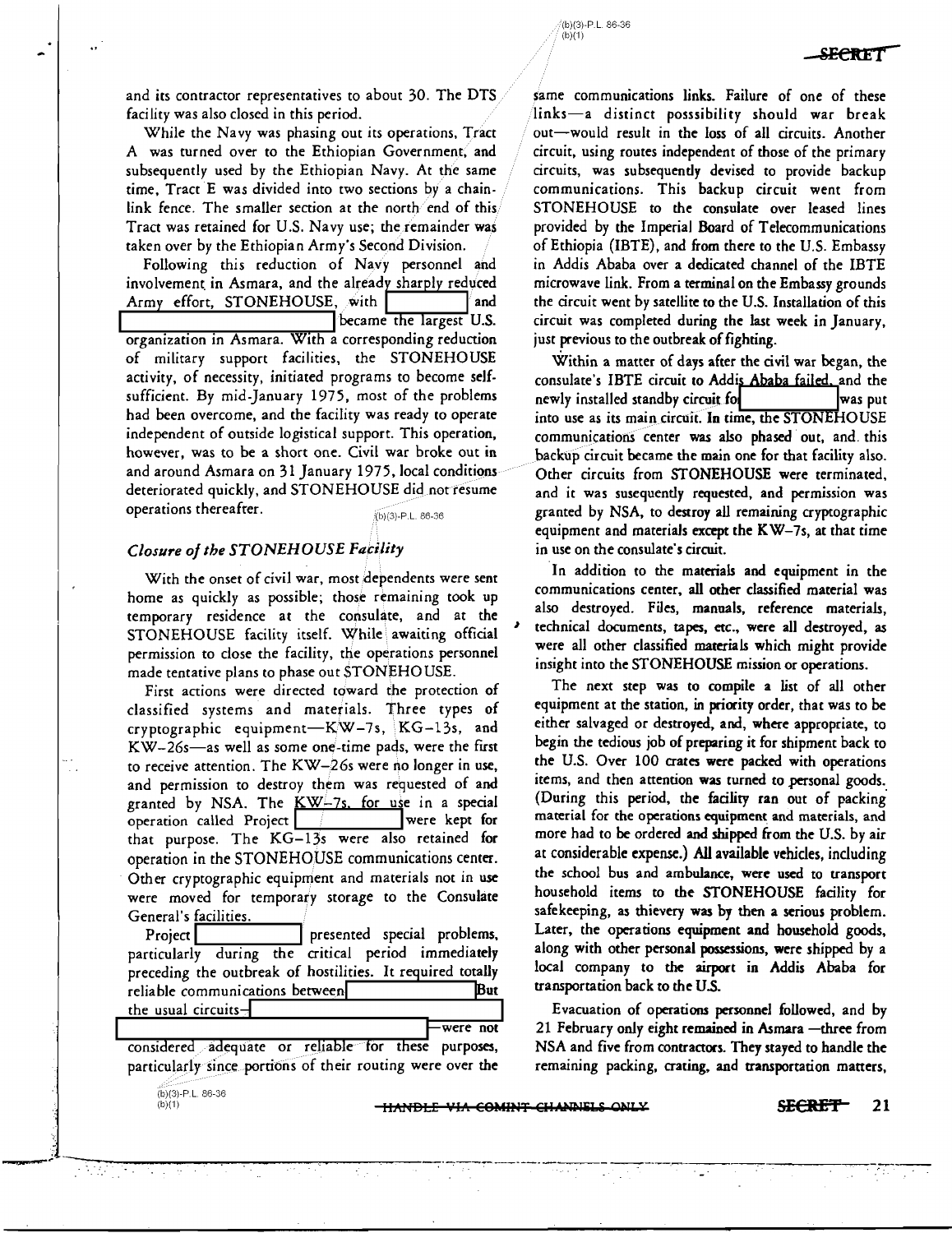and its contractor representatives to about 30. The DTS facility was also closed in this period.

While the Navy was phasing out its operations, Tract A was turned over to the Ethiopian Government, and subsequently used by the Ethiopian Navy. At the same time, Tract E was divided into two sections by a chain-link fence. The smaller section at the north end of this Tract was retained for U.S. Navy use; the remainder was taken over by the Ethiopian Army's Second Division.

Following this reduction of Navy personnel and involvement in Asmara, and the already sharply reduced Army effort, STONEHOUSE, with [redacted] and [redacted] became the largest U.S. organization in Asmara. With a corresponding reduction of military support facilities, the STONEHOUSE activity, of necessity, initiated programs to become self-sufficient. By mid-January 1975, most of the problems had been overcome, and the facility was ready to operate independent of outside logistical support. This operation, however, was to be a short one. Civil war broke out in and around Asmara on 31 January 1975, local conditions deteriorated quickly, and STONEHOUSE did not resume operations thereafter.

(b)(3)-P.L. 86-36

## *Closure of the STONEHOUSE Facility*

With the onset of civil war, most dependents were sent home as quickly as possible; those remaining took up temporary residence at the consulate, and at the STONEHOUSE facility itself. While awaiting official permission to close the facility, the operations personnel made tentative plans to phase out STONEHOUSE.

First actions were directed toward the protection of classified systems and materials. Three types of cryptographic equipment—KW–7s, KG–13s, and KW–26s—as well as some one-time pads, were the first to receive attention. The KW–26s were no longer in use, and permission to destroy them was requested of and granted by NSA. The KW–7s, for use in a special operation called Project [redacted] were kept for that purpose. The KG–13s were also retained for operation in the STONEHOUSE communications center. Other cryptographic equipment and materials not in use were moved for temporary storage to the Consulate General's facilities.

Project [redacted] presented special problems, particularly during the critical period immediately preceding the outbreak of hostilities. It required totally reliable communications between [redacted] But the usual circuits—[redacted]—were not considered adequate or reliable for these purposes, particularly since portions of their routing were over the same communications links. Failure of one of these links—a distinct posssibility should war break out—would result in the loss of all circuits. Another circuit, using routes independent of those of the primary circuits, was subsequently devised to provide backup communications. This backup circuit went from STONEHOUSE to the consulate over leased lines provided by the Imperial Board of Telecommunications of Ethiopia (IBTE), and from there to the U.S. Embassy in Addis Ababa over a dedicated channel of the IBTE microwave link. From a terminal on the Embassy grounds the circuit went by satellite to the U.S. Installation of this circuit was completed during the last week in January, just previous to the outbreak of fighting.

(b)(3)-P.L. 86-36
(b)(1)

Within a matter of days after the civil war began, the consulate's IBTE circuit to Addis Ababa failed, and the newly installed standby circuit for [redacted] was put into use as its main circuit. In time, the STONEHOUSE communications center was also phased out, and this backup circuit became the main one for that facility also. Other circuits from STONEHOUSE were terminated, and it was susequently requested, and permission was granted by NSA, to destroy all remaining cryptographic equipment and materials except the KW–7s, at that time in use on the consulate's circuit.

In addition to the materials and equipment in the communications center, all other classified material was also destroyed. Files, manuals, reference materials, technical documents, tapes, etc., were all destroyed, as were all other classified materials which might provide insight into the STONEHOUSE mission or operations.

The next step was to compile a list of all other equipment at the station, in priority order, that was to be either salvaged or destroyed, and, where appropriate, to begin the tedious job of preparing it for shipment back to the U.S. Over 100 crates were packed with operations items, and then attention was turned to personal goods. (During this period, the facility ran out of packing material for the operations equipment and materials, and more had to be ordered and shipped from the U.S. by air at considerable expense.) All available vehicles, including the school bus and ambulance, were used to transport household items to the STONEHOUSE facility for safekeeping, as thievery was by then a serious problem. Later, the operations equipment and household goods, along with other personal possessions, were shipped by a local company to the airport in Addis Ababa for transportation back to the U.S.

Evacuation of operations personnel followed, and by 21 February only eight remained in Asmara —three from NSA and five from contractors. They stayed to handle the remaining packing, crating, and transportation matters,

(b)(3)-P.L. 86-36
(b)(1)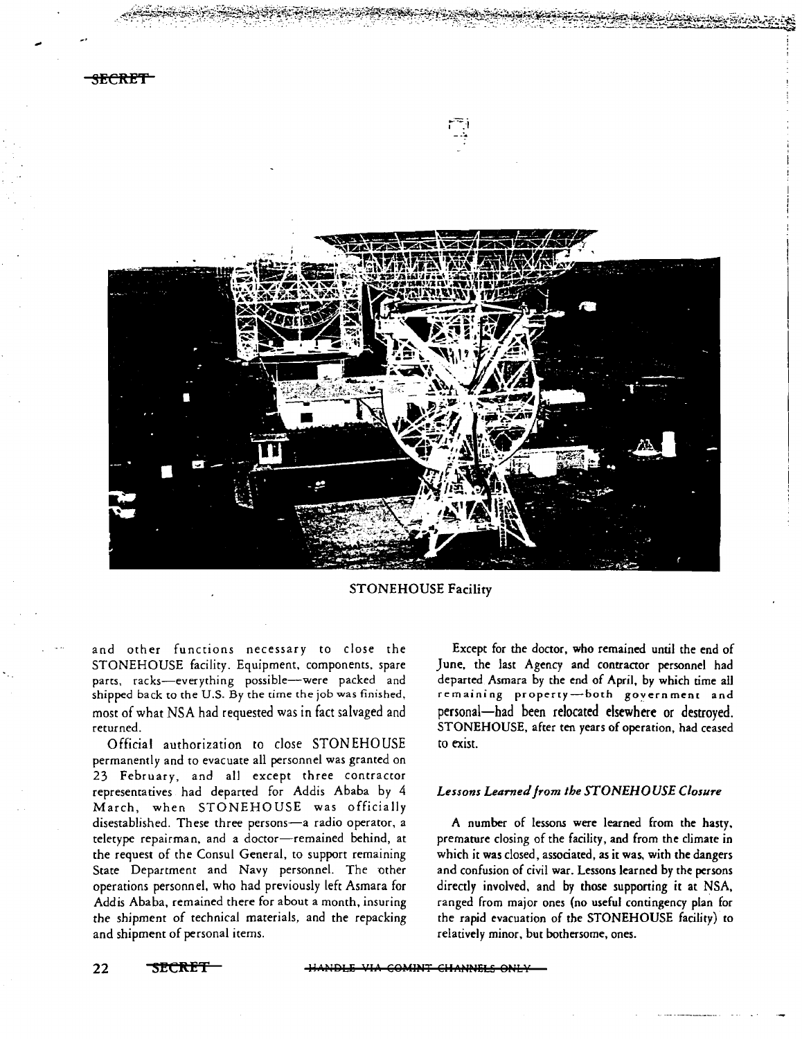STONEHOUSE Facility

and other functions necessary to close the STONEHOUSE facility. Equipment, components, spare parts, racks—everything possible—were packed and shipped back to the U.S. By the time the job was finished, most of what NSA had requested was in fact salvaged and returned.

Official authorization to close STONEHOUSE permanently and to evacuate all personnel was granted on 23 February, and all except three contractor representatives had departed for Addis Ababa by 4 March, when STONEHOUSE was officially disestablished. These three persons—a radio operator, a teletype repairman, and a doctor—remained behind, at the request of the Consul General, to support remaining State Department and Navy personnel. The other operations personnel, who had previously left Asmara for Addis Ababa, remained there for about a month, insuring the shipment of technical materials, and the repacking and shipment of personal items.

Except for the doctor, who remained until the end of June, the last Agency and contractor personnel had departed Asmara by the end of April, by which time all remaining property—both government and personal—had been relocated elsewhere or destroyed. STONEHOUSE, after ten years of operation, had ceased to exist.

### *Lessons Learned from the STONEHOUSE Closure*

A number of lessons were learned from the hasty, premature closing of the facility, and from the climate in which it was closed, associated, as it was, with the dangers and confusion of civil war. Lessons learned by the persons directly involved, and by those supporting it at NSA, ranged from major ones (no useful contingency plan for the rapid evacuation of the STONEHOUSE facility) to relatively minor, but bothersome, ones.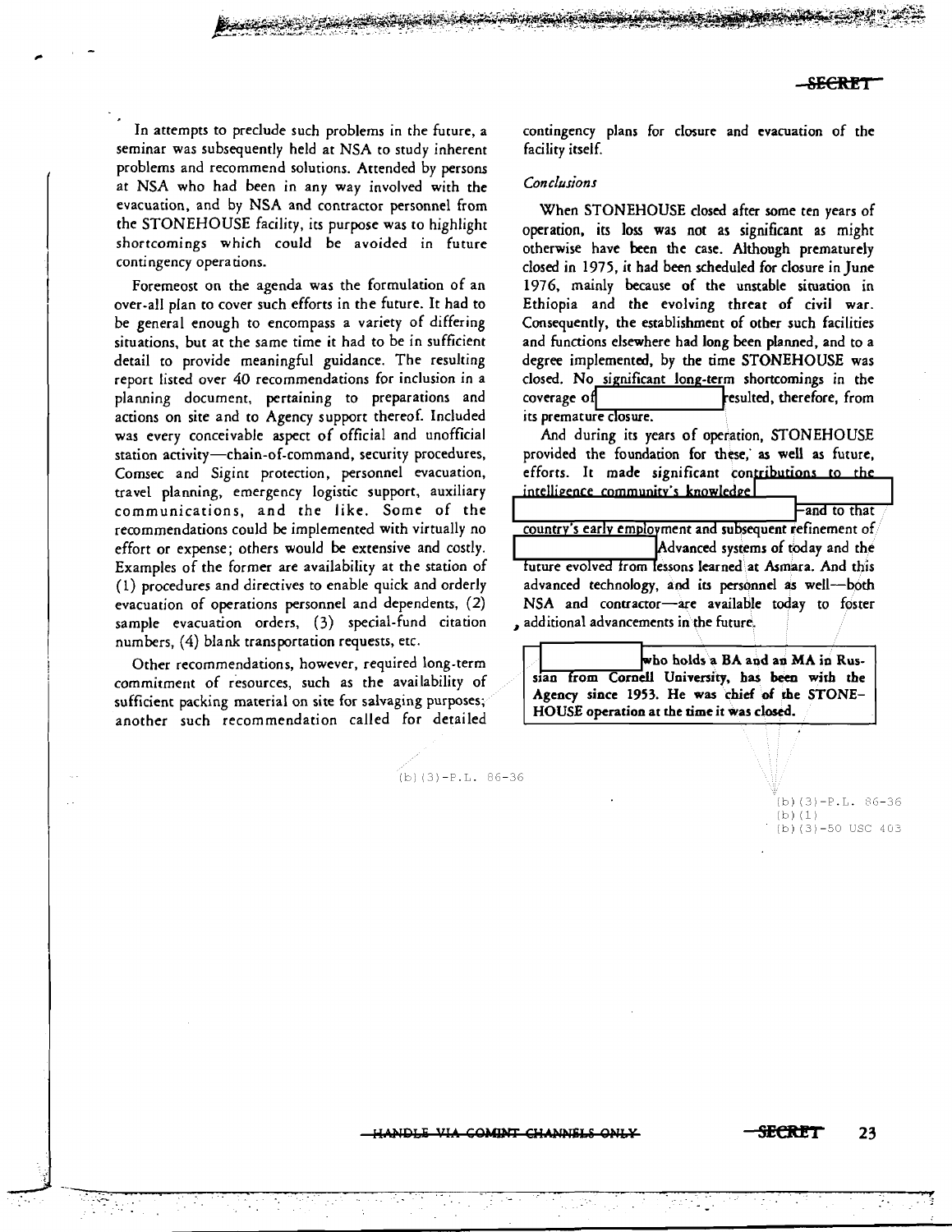In attempts to preclude such problems in the future, a seminar was subsequently held at NSA to study inherent problems and recommend solutions. Attended by persons at NSA who had been in any way involved with the evacuation, and by NSA and contractor personnel from the STONEHOUSE facility, its purpose was to highlight shortcomings which could be avoided in future contingency operations.

Foremeost on the agenda was the formulation of an over-all plan to cover such efforts in the future. It had to be general enough to encompass a variety of differing situations, but at the same time it had to be in sufficient detail to provide meaningful guidance. The resulting report listed over 40 recommendations for inclusion in a planning document, pertaining to preparations and actions on site and to Agency support thereof. Included was every conceivable aspect of official and unofficial station activity—chain-of-command, security procedures, Comsec and Sigint protection, personnel evacuation, travel planning, emergency logistic support, auxiliary communications, and the like. Some of the recommendations could be implemented with virtually no effort or expense; others would be extensive and costly. Examples of the former are availability at the station of (1) procedures and directives to enable quick and orderly evacuation of operations personnel and dependents, (2) sample evacuation orders, (3) special-fund citation numbers, (4) blank transportation requests, etc.

Other recommendations, however, required long-term commitment of resources, such as the availability of sufficient packing material on site for salvaging purposes; another such recommendation called for detailed contingency plans for closure and evacuation of the facility itself.

*Conclusions*

When STONEHOUSE closed after some ten years of operation, its loss was not as significant as might otherwise have been the case. Although prematurely closed in 1975, it had been scheduled for closure in June 1976, mainly because of the unstable situation in Ethiopia and the evolving threat of civil war. Consequently, the establishment of other such facilities and functions elsewhere had long been planned, and to a degree implemented, by the time STONEHOUSE was closed. No significant long-term shortcomings in the coverage of [REDACTED] resulted, therefore, from its premature closure.

And during its years of operation, STONEHOUSE provided the foundation for these, as well as future, efforts. It made significant contributions to the intelligence community's knowledge [REDACTED] and to that country's early employment and subsequent refinement of [REDACTED] Advanced systems of today and the future evolved from lessons learned at Asmara. And this advanced technology, and its personnel as well—both NSA and contractor—are available today to foster additional advancements in the future.

**[REDACTED] who holds a BA and an MA in Russian from Cornell University, has been with the Agency since 1953. He was chief of the STONEHOUSE operation at the time it was closed.**

(b)(3)-P.L. 86-36

(b)(3)-P.L. 86-36
(b)(1)
(b)(3)-50 USC 403